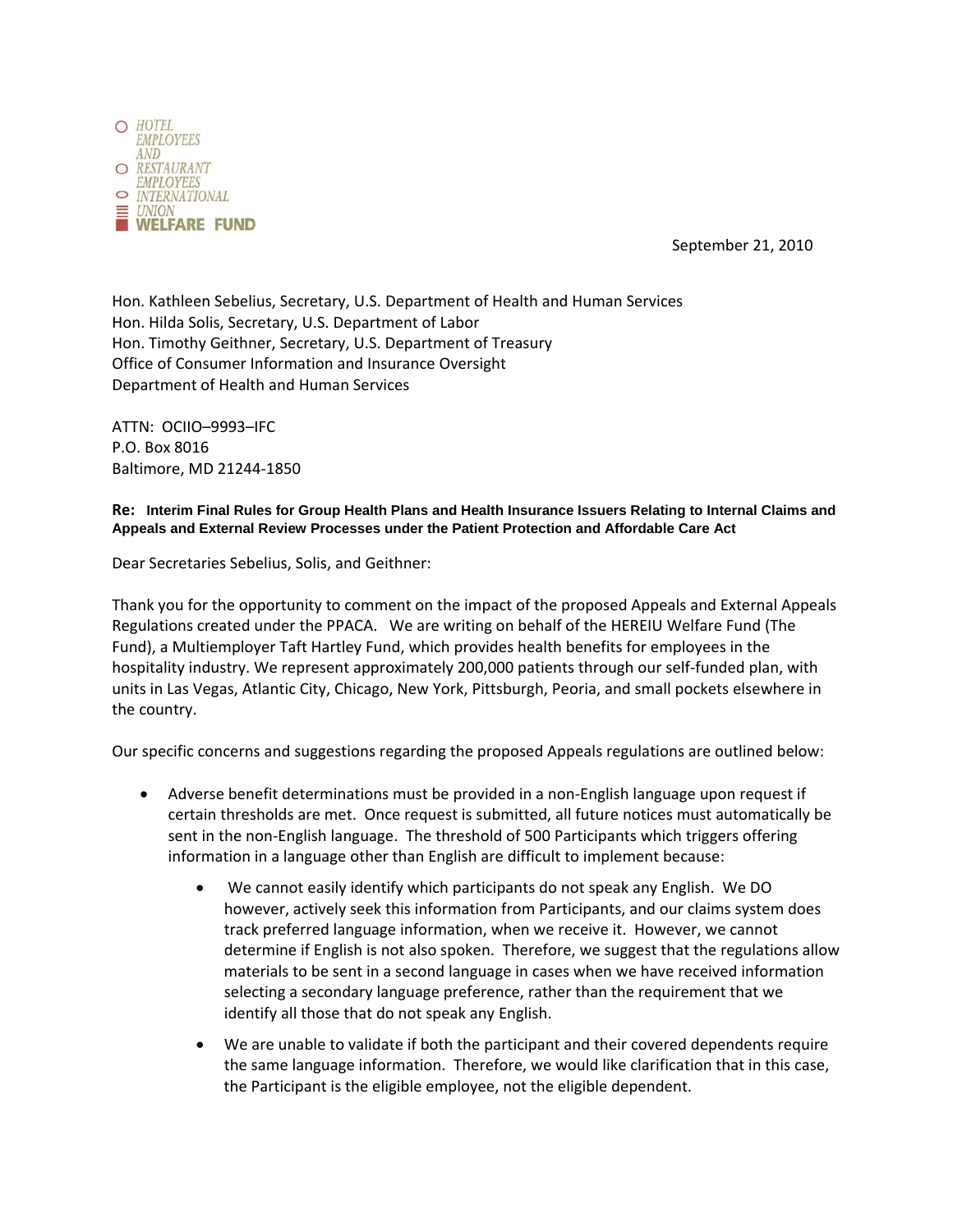HOTEL EMPLOYEES AND RESTAURANT EMPLOYEES INTERNATIONAL UNION **WELFARE FUND**

September 21, 2010

Hon. Kathleen Sebelius, Secretary, U.S. Department of Health and Human Services
Hon. Hilda Solis, Secretary, U.S. Department of Labor
Hon. Timothy Geithner, Secretary, U.S. Department of Treasury
Office of Consumer Information and Insurance Oversight
Department of Health and Human Services

ATTN: OCIIO–9993–IFC
P.O. Box 8016
Baltimore, MD 21244-1850

**Re: Interim Final Rules for Group Health Plans and Health Insurance Issuers Relating to Internal Claims and Appeals and External Review Processes under the Patient Protection and Affordable Care Act**

Dear Secretaries Sebelius, Solis, and Geithner:

Thank you for the opportunity to comment on the impact of the proposed Appeals and External Appeals Regulations created under the PPACA. We are writing on behalf of the HEREIU Welfare Fund (The Fund), a Multiemployer Taft Hartley Fund, which provides health benefits for employees in the hospitality industry. We represent approximately 200,000 patients through our self-funded plan, with units in Las Vegas, Atlantic City, Chicago, New York, Pittsburgh, Peoria, and small pockets elsewhere in the country.

Our specific concerns and suggestions regarding the proposed Appeals regulations are outlined below:

- Adverse benefit determinations must be provided in a non-English language upon request if certain thresholds are met. Once request is submitted, all future notices must automatically be sent in the non-English language. The threshold of 500 Participants which triggers offering information in a language other than English are difficult to implement because:
    - We cannot easily identify which participants do not speak any English. We DO however, actively seek this information from Participants, and our claims system does track preferred language information, when we receive it. However, we cannot determine if English is not also spoken. Therefore, we suggest that the regulations allow materials to be sent in a second language in cases when we have received information selecting a secondary language preference, rather than the requirement that we identify all those that do not speak any English.
    - We are unable to validate if both the participant and their covered dependents require the same language information. Therefore, we would like clarification that in this case, the Participant is the eligible employee, not the eligible dependent.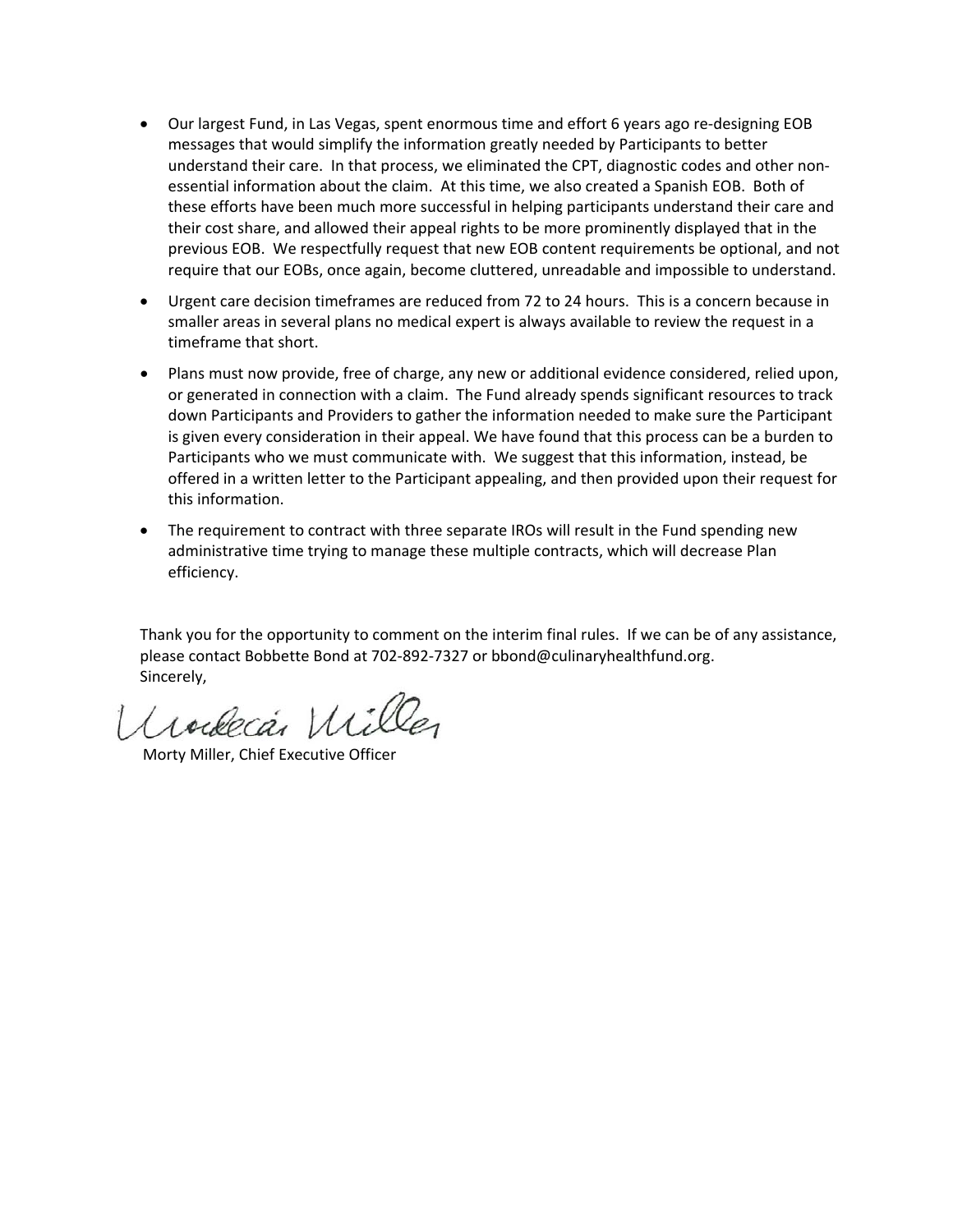- Our largest Fund, in Las Vegas, spent enormous time and effort 6 years ago re-designing EOB messages that would simplify the information greatly needed by Participants to better understand their care. In that process, we eliminated the CPT, diagnostic codes and other non-essential information about the claim. At this time, we also created a Spanish EOB. Both of these efforts have been much more successful in helping participants understand their care and their cost share, and allowed their appeal rights to be more prominently displayed that in the previous EOB. We respectfully request that new EOB content requirements be optional, and not require that our EOBs, once again, become cluttered, unreadable and impossible to understand.
- Urgent care decision timeframes are reduced from 72 to 24 hours. This is a concern because in smaller areas in several plans no medical expert is always available to review the request in a timeframe that short.
- Plans must now provide, free of charge, any new or additional evidence considered, relied upon, or generated in connection with a claim. The Fund already spends significant resources to track down Participants and Providers to gather the information needed to make sure the Participant is given every consideration in their appeal. We have found that this process can be a burden to Participants who we must communicate with. We suggest that this information, instead, be offered in a written letter to the Participant appealing, and then provided upon their request for this information.
- The requirement to contract with three separate IROs will result in the Fund spending new administrative time trying to manage these multiple contracts, which will decrease Plan efficiency.

Thank you for the opportunity to comment on the interim final rules. If we can be of any assistance, please contact Bobbette Bond at 702-892-7327 or bbond@culinaryhealthfund.org.

Sincerely,

Mordecai Miller

Morty Miller, Chief Executive Officer